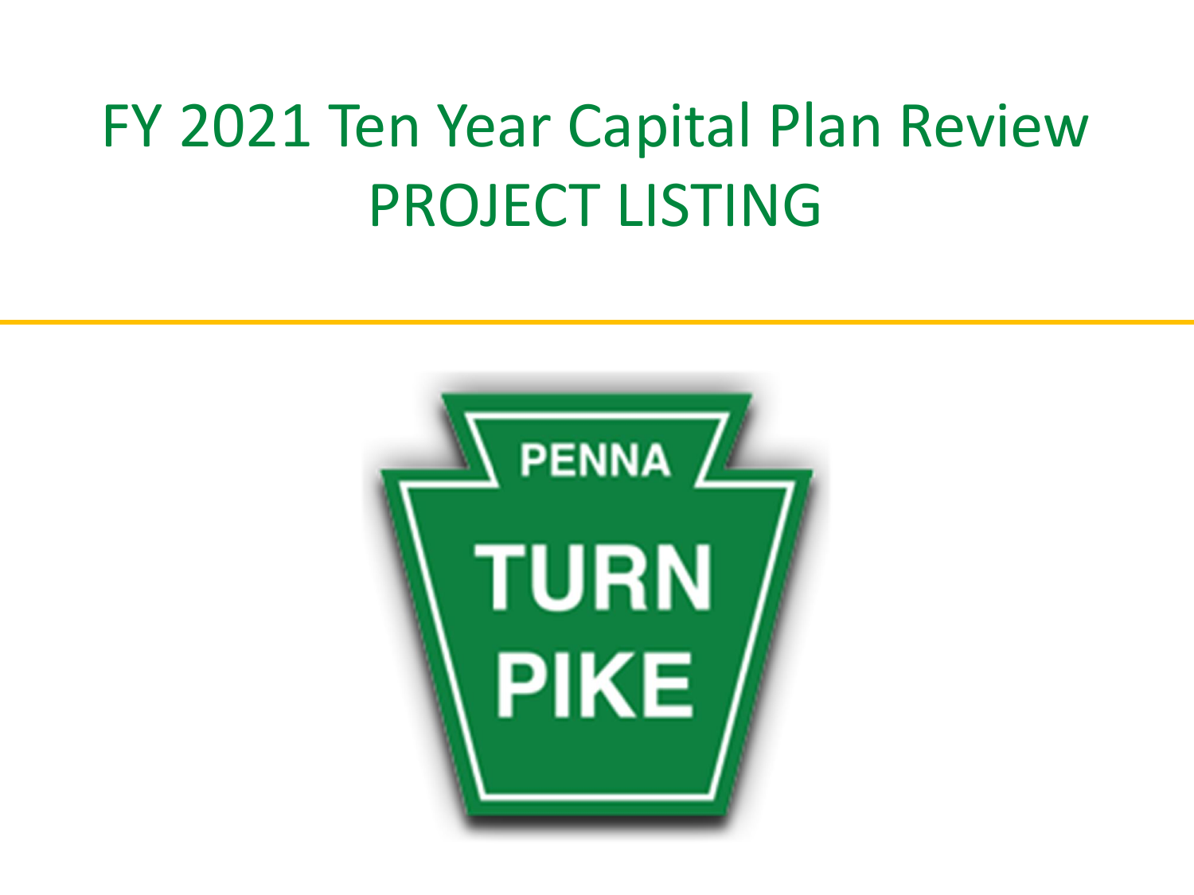# FY 2021 Ten Year Capital Plan Review
# PROJECT LISTING

PENNA TURN PIKE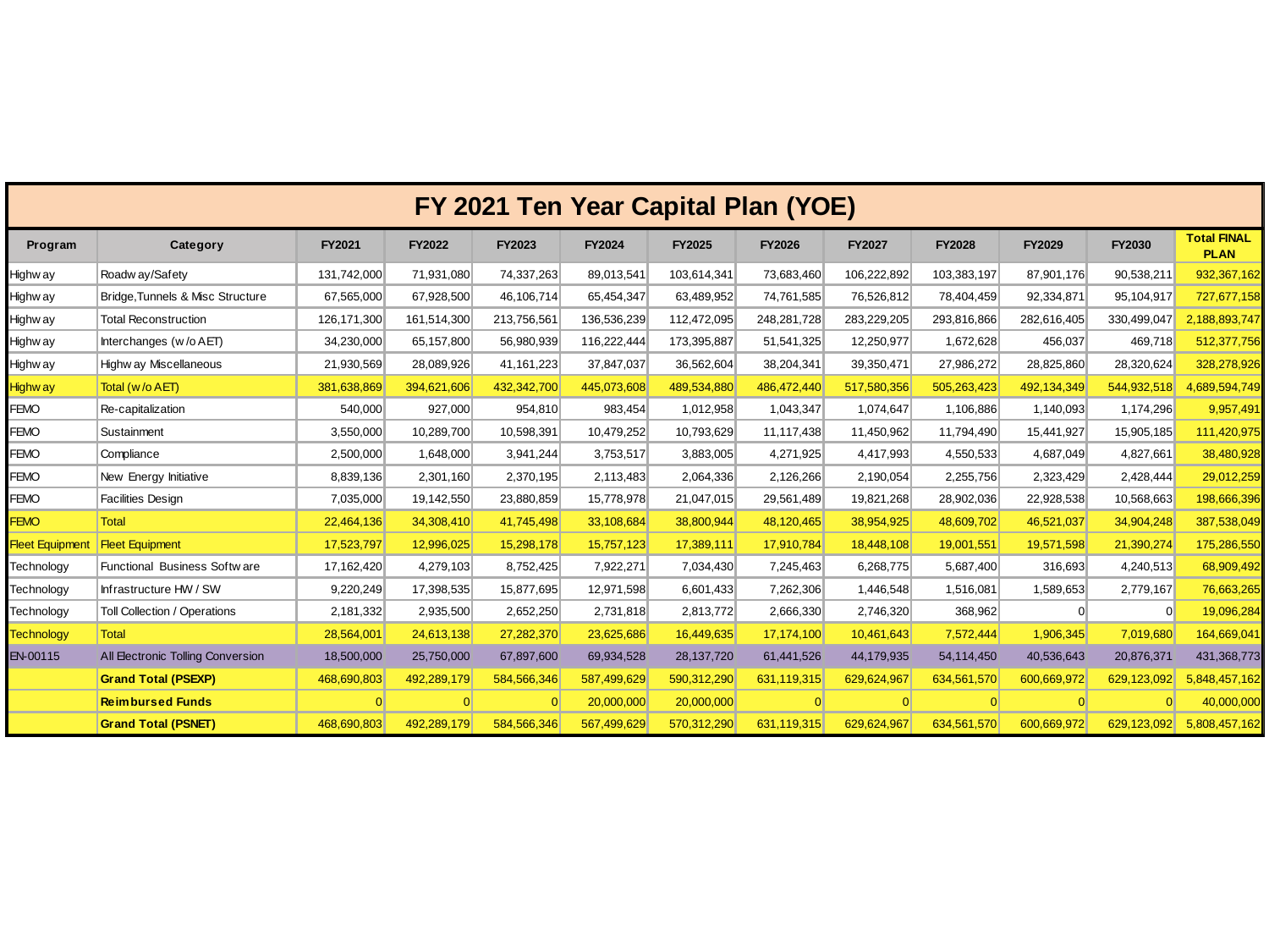# FY 2021 Ten Year Capital Plan (YOE)

| Program | Category | FY2021 | FY2022 | FY2023 | FY2024 | FY2025 | FY2026 | FY2027 | FY2028 | FY2029 | FY2030 | Total FINAL PLAN |
|---|---|---|---|---|---|---|---|---|---|---|---|---|
| Highway | Roadway/Safety | 131,742,000 | 71,931,080 | 74,337,263 | 89,013,541 | 103,614,341 | 73,683,460 | 106,222,892 | 103,383,197 | 87,901,176 | 90,538,211 | 932,367,162 |
| Highway | Bridge,Tunnels & Misc Structure | 67,565,000 | 67,928,500 | 46,106,714 | 65,454,347 | 63,489,952 | 74,761,585 | 76,526,812 | 78,404,459 | 92,334,871 | 95,104,917 | 727,677,158 |
| Highway | Total Reconstruction | 126,171,300 | 161,514,300 | 213,756,561 | 136,536,239 | 112,472,095 | 248,281,728 | 283,229,205 | 293,816,866 | 282,616,405 | 330,499,047 | 2,188,893,747 |
| Highway | Interchanges (w/o AET) | 34,230,000 | 65,157,800 | 56,980,939 | 116,222,444 | 173,395,887 | 51,541,325 | 12,250,977 | 1,672,628 | 456,037 | 469,718 | 512,377,756 |
| Highway | Highway Miscellaneous | 21,930,569 | 28,089,926 | 41,161,223 | 37,847,037 | 36,562,604 | 38,204,341 | 39,350,471 | 27,986,272 | 28,825,860 | 28,320,624 | 328,278,926 |
| Highway | Total (w/o AET) | 381,638,869 | 394,621,606 | 432,342,700 | 445,073,608 | 489,534,880 | 486,472,440 | 517,580,356 | 505,263,423 | 492,134,349 | 544,932,518 | 4,689,594,749 |
| FEMO | Re-capitalization | 540,000 | 927,000 | 954,810 | 983,454 | 1,012,958 | 1,043,347 | 1,074,647 | 1,106,886 | 1,140,093 | 1,174,296 | 9,957,491 |
| FEMO | Sustainment | 3,550,000 | 10,289,700 | 10,598,391 | 10,479,252 | 10,793,629 | 11,117,438 | 11,450,962 | 11,794,490 | 15,441,927 | 15,905,185 | 111,420,975 |
| FEMO | Compliance | 2,500,000 | 1,648,000 | 3,941,244 | 3,753,517 | 3,883,005 | 4,271,925 | 4,417,993 | 4,550,533 | 4,687,049 | 4,827,661 | 38,480,928 |
| FEMO | New Energy Initiative | 8,839,136 | 2,301,160 | 2,370,195 | 2,113,483 | 2,064,336 | 2,126,266 | 2,190,054 | 2,255,756 | 2,323,429 | 2,428,444 | 29,012,259 |
| FEMO | Facilities Design | 7,035,000 | 19,142,550 | 23,880,859 | 15,778,978 | 21,047,015 | 29,561,489 | 19,821,268 | 28,902,036 | 22,928,538 | 10,568,663 | 198,666,396 |
| FEMO | Total | 22,464,136 | 34,308,410 | 41,745,498 | 33,108,684 | 38,800,944 | 48,120,465 | 38,954,925 | 48,609,702 | 46,521,037 | 34,904,248 | 387,538,049 |
| Fleet Equipment | Fleet Equipment | 17,523,797 | 12,996,025 | 15,298,178 | 15,757,123 | 17,389,111 | 17,910,784 | 18,448,108 | 19,001,551 | 19,571,598 | 21,390,274 | 175,286,550 |
| Technology | Functional Business Software | 17,162,420 | 4,279,103 | 8,752,425 | 7,922,271 | 7,034,430 | 7,245,463 | 6,268,775 | 5,687,400 | 316,693 | 4,240,513 | 68,909,492 |
| Technology | Infrastructure HW / SW | 9,220,249 | 17,398,535 | 15,877,695 | 12,971,598 | 6,601,433 | 7,262,306 | 1,446,548 | 1,516,081 | 1,589,653 | 2,779,167 | 76,663,265 |
| Technology | Toll Collection / Operations | 2,181,332 | 2,935,500 | 2,652,250 | 2,731,818 | 2,813,772 | 2,666,330 | 2,746,320 | 368,962 | 0 | 0 | 19,096,284 |
| Technology | Total | 28,564,001 | 24,613,138 | 27,282,370 | 23,625,686 | 16,449,635 | 17,174,100 | 10,461,643 | 7,572,444 | 1,906,345 | 7,019,680 | 164,669,041 |
| EN-00115 | All Electronic Tolling Conversion | 18,500,000 | 25,750,000 | 67,897,600 | 69,934,528 | 28,137,720 | 61,441,526 | 44,179,935 | 54,114,450 | 40,536,643 | 20,876,371 | 431,368,773 |
| | **Grand Total (PSEXP)** | 468,690,803 | 492,289,179 | 584,566,346 | 587,499,629 | 590,312,290 | 631,119,315 | 629,624,967 | 634,561,570 | 600,669,972 | 629,123,092 | 5,848,457,162 |
| | **Reimbursed Funds** | 0 | 0 | 0 | 20,000,000 | 20,000,000 | 0 | 0 | 0 | 0 | 0 | 40,000,000 |
| | **Grand Total (PSNET)** | 468,690,803 | 492,289,179 | 584,566,346 | 567,499,629 | 570,312,290 | 631,119,315 | 629,624,967 | 634,561,570 | 600,669,972 | 629,123,092 | 5,808,457,162 |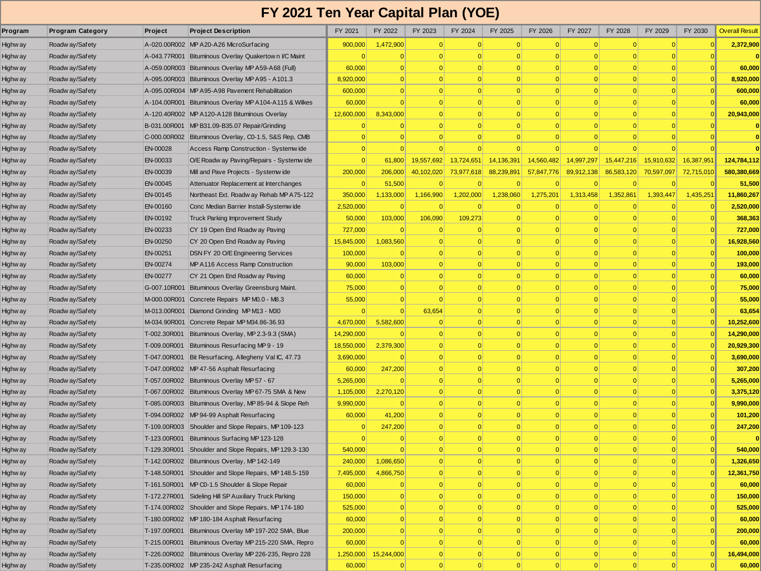# FY 2021 Ten Year Capital Plan (YOE)

| Program | Program Category | Project | Project Description | FY 2021 | FY 2022 | FY 2023 | FY 2024 | FY 2025 | FY 2026 | FY 2027 | FY 2028 | FY 2029 | FY 2030 | Overall Result |
|---|---|---|---|---|---|---|---|---|---|---|---|---|---|---|
| Highway | Roadway/Safety | A-020.00R002 | MP A20-A26 MicroSurfacing | 900,000 | 1,472,900 | 0 | 0 | 0 | 0 | 0 | 0 | 0 | 0 | **2,372,900** |
| Highway | Roadway/Safety | A-043.77R001 | Bituminous Overlay Quakertown I/C Maint | 0 | 0 | 0 | 0 | 0 | 0 | 0 | 0 | 0 | 0 | **0** |
| Highway | Roadway/Safety | A-059.00R003 | Bituminous Overlay MP A59-A68 (Full) | 60,000 | 0 | 0 | 0 | 0 | 0 | 0 | 0 | 0 | 0 | **60,000** |
| Highway | Roadway/Safety | A-095.00R003 | Bituminous Overlay MP A95 - A101.3 | 8,920,000 | 0 | 0 | 0 | 0 | 0 | 0 | 0 | 0 | 0 | **8,920,000** |
| Highway | Roadway/Safety | A-095.00R004 | MP A95-A98 Pavement Rehabilitation | 600,000 | 0 | 0 | 0 | 0 | 0 | 0 | 0 | 0 | 0 | **600,000** |
| Highway | Roadway/Safety | A-104.00R001 | Bituminous Overlay MP A104-A115 & Wilkes | 60,000 | 0 | 0 | 0 | 0 | 0 | 0 | 0 | 0 | 0 | **60,000** |
| Highway | Roadway/Safety | A-120.40R002 | MP A120-A128 Bituminous Overlay | 12,600,000 | 8,343,000 | 0 | 0 | 0 | 0 | 0 | 0 | 0 | 0 | **20,943,000** |
| Highway | Roadway/Safety | B-031.00R001 | MP B31.09-B35.07 Repair/Grinding | 0 | 0 | 0 | 0 | 0 | 0 | 0 | 0 | 0 | 0 | **0** |
| Highway | Roadway/Safety | C-000.00R002 | Bituminous Overlay, C0-1.5, S&S Rep, CMB | 0 | 0 | 0 | 0 | 0 | 0 | 0 | 0 | 0 | 0 | **0** |
| Highway | Roadway/Safety | EN-00028 | Access Ramp Construction - Systemwide | 0 | 0 | 0 | 0 | 0 | 0 | 0 | 0 | 0 | 0 | **0** |
| Highway | Roadway/Safety | EN-00033 | O/E Roadway Paving/Repairs - Systemwide | 0 | 61,800 | 19,557,692 | 13,724,651 | 14,136,391 | 14,560,482 | 14,997,297 | 15,447,216 | 15,910,632 | 16,387,951 | **124,784,112** |
| Highway | Roadway/Safety | EN-00039 | Mill and Pave Projects - Systemwide | 200,000 | 206,000 | 40,102,020 | 73,977,618 | 88,239,891 | 57,847,776 | 89,912,138 | 86,583,120 | 70,597,097 | 72,715,010 | **580,380,669** |
| Highway | Roadway/Safety | EN-00045 | Attenuator Replacement at Interchanges | 0 | 51,500 | 0 | 0 | 0 | 0 | 0 | 0 | 0 | 0 | **51,500** |
| Highway | Roadway/Safety | EN-00145 | Northeast Ext. Roadway Rehab MP A75-122 | 350,000 | 1,133,000 | 1,166,990 | 1,202,000 | 1,238,060 | 1,275,201 | 1,313,458 | 1,352,861 | 1,393,447 | 1,435,251 | **11,860,267** |
| Highway | Roadway/Safety | EN-00160 | Conc Median Barrier Install-Systemwide | 2,520,000 | 0 | 0 | 0 | 0 | 0 | 0 | 0 | 0 | 0 | **2,520,000** |
| Highway | Roadway/Safety | EN-00192 | Truck Parking Improvement Study | 50,000 | 103,000 | 106,090 | 109,273 | 0 | 0 | 0 | 0 | 0 | 0 | **368,363** |
| Highway | Roadway/Safety | EN-00233 | CY 19 Open End Roadway Paving | 727,000 | 0 | 0 | 0 | 0 | 0 | 0 | 0 | 0 | 0 | **727,000** |
| Highway | Roadway/Safety | EN-00250 | CY 20 Open End Roadway Paving | 15,845,000 | 1,083,560 | 0 | 0 | 0 | 0 | 0 | 0 | 0 | 0 | **16,928,560** |
| Highway | Roadway/Safety | EN-00251 | DSN FY 20 O/E Engineering Services | 100,000 | 0 | 0 | 0 | 0 | 0 | 0 | 0 | 0 | 0 | **100,000** |
| Highway | Roadway/Safety | EN-00274 | MP A116 Access Ramp Construction | 90,000 | 103,000 | 0 | 0 | 0 | 0 | 0 | 0 | 0 | 0 | **193,000** |
| Highway | Roadway/Safety | EN-00277 | CY 21 Open End Roadway Paving | 60,000 | 0 | 0 | 0 | 0 | 0 | 0 | 0 | 0 | 0 | **60,000** |
| Highway | Roadway/Safety | G-007.10R001 | Bituminous Overlay Greensburg Maint. | 75,000 | 0 | 0 | 0 | 0 | 0 | 0 | 0 | 0 | 0 | **75,000** |
| Highway | Roadway/Safety | M-000.00R001 | Concrete Repairs MP M0.0 - M8.3 | 55,000 | 0 | 0 | 0 | 0 | 0 | 0 | 0 | 0 | 0 | **55,000** |
| Highway | Roadway/Safety | M-013.00R001 | Diamond Grinding MP M13 - M30 | 0 | 0 | 63,654 | 0 | 0 | 0 | 0 | 0 | 0 | 0 | **63,654** |
| Highway | Roadway/Safety | M-034.90R001 | Concrete Repair MP M34.86-36.93 | 4,670,000 | 5,582,600 | 0 | 0 | 0 | 0 | 0 | 0 | 0 | 0 | **10,252,600** |
| Highway | Roadway/Safety | T-002.30R001 | Bituminous Overlay, MP 2.3-9.3 (SMA) | 14,290,000 | 0 | 0 | 0 | 0 | 0 | 0 | 0 | 0 | 0 | **14,290,000** |
| Highway | Roadway/Safety | T-009.00R001 | Bituminous Resurfacing MP 9 - 19 | 18,550,000 | 2,379,300 | 0 | 0 | 0 | 0 | 0 | 0 | 0 | 0 | **20,929,300** |
| Highway | Roadway/Safety | T-047.00R001 | Bit Resurfacing, Allegheny Val IC, 47.73 | 3,690,000 | 0 | 0 | 0 | 0 | 0 | 0 | 0 | 0 | 0 | **3,690,000** |
| Highway | Roadway/Safety | T-047.00R002 | MP 47-56 Asphalt Resurfacing | 60,000 | 247,200 | 0 | 0 | 0 | 0 | 0 | 0 | 0 | 0 | **307,200** |
| Highway | Roadway/Safety | T-057.00R002 | Bituminous Overlay MP 57 - 67 | 5,265,000 | 0 | 0 | 0 | 0 | 0 | 0 | 0 | 0 | 0 | **5,265,000** |
| Highway | Roadway/Safety | T-067.00R002 | Bituminous Overlay MP 67-75 SMA & New | 1,105,000 | 2,270,120 | 0 | 0 | 0 | 0 | 0 | 0 | 0 | 0 | **3,375,120** |
| Highway | Roadway/Safety | T-085.00R003 | Bituminous Overlay, MP 85-94 & Slope Reh | 9,990,000 | 0 | 0 | 0 | 0 | 0 | 0 | 0 | 0 | 0 | **9,990,000** |
| Highway | Roadway/Safety | T-094.00R002 | MP 94-99 Asphalt Resurfacing | 60,000 | 41,200 | 0 | 0 | 0 | 0 | 0 | 0 | 0 | 0 | **101,200** |
| Highway | Roadway/Safety | T-109.00R003 | Shoulder and Slope Repairs, MP 109-123 | 0 | 247,200 | 0 | 0 | 0 | 0 | 0 | 0 | 0 | 0 | **247,200** |
| Highway | Roadway/Safety | T-123.00R001 | Bituminous Surfacing MP 123-128 | 0 | 0 | 0 | 0 | 0 | 0 | 0 | 0 | 0 | 0 | **0** |
| Highway | Roadway/Safety | T-129.30R001 | Shoulder and Slope Repairs, MP 129.3-130 | 540,000 | 0 | 0 | 0 | 0 | 0 | 0 | 0 | 0 | 0 | **540,000** |
| Highway | Roadway/Safety | T-142.00R002 | Bituminous Overlay, MP 142-149 | 240,000 | 1,086,650 | 0 | 0 | 0 | 0 | 0 | 0 | 0 | 0 | **1,326,650** |
| Highway | Roadway/Safety | T-148.50R001 | Shoulder and Slope Repairs, MP 148.5-159 | 7,495,000 | 4,866,750 | 0 | 0 | 0 | 0 | 0 | 0 | 0 | 0 | **12,361,750** |
| Highway | Roadway/Safety | T-161.50R001 | MP C0-1.5 Shoulder & Slope Repair | 60,000 | 0 | 0 | 0 | 0 | 0 | 0 | 0 | 0 | 0 | **60,000** |
| Highway | Roadway/Safety | T-172.27R001 | Sideling Hill SP Auxiliary Truck Parking | 150,000 | 0 | 0 | 0 | 0 | 0 | 0 | 0 | 0 | 0 | **150,000** |
| Highway | Roadway/Safety | T-174.00R002 | Shoulder and Slope Repairs, MP 174-180 | 525,000 | 0 | 0 | 0 | 0 | 0 | 0 | 0 | 0 | 0 | **525,000** |
| Highway | Roadway/Safety | T-180.00R002 | MP 180-184 Asphalt Resurfacing | 60,000 | 0 | 0 | 0 | 0 | 0 | 0 | 0 | 0 | 0 | **60,000** |
| Highway | Roadway/Safety | T-197.00R001 | Bituminous Overlay MP 197-202 SMA, Blue | 200,000 | 0 | 0 | 0 | 0 | 0 | 0 | 0 | 0 | 0 | **200,000** |
| Highway | Roadway/Safety | T-215.00R001 | Bituminous Overlay MP 215-220 SMA, Repro | 60,000 | 0 | 0 | 0 | 0 | 0 | 0 | 0 | 0 | 0 | **60,000** |
| Highway | Roadway/Safety | T-226.00R002 | Bituminous Overlay MP 226-235, Repro 228 | 1,250,000 | 15,244,000 | 0 | 0 | 0 | 0 | 0 | 0 | 0 | 0 | **16,494,000** |
| Highway | Roadway/Safety | T-235.00R002 | MP 235-242 Asphalt Resurfacing | 60,000 | 0 | 0 | 0 | 0 | 0 | 0 | 0 | 0 | 0 | **60,000** |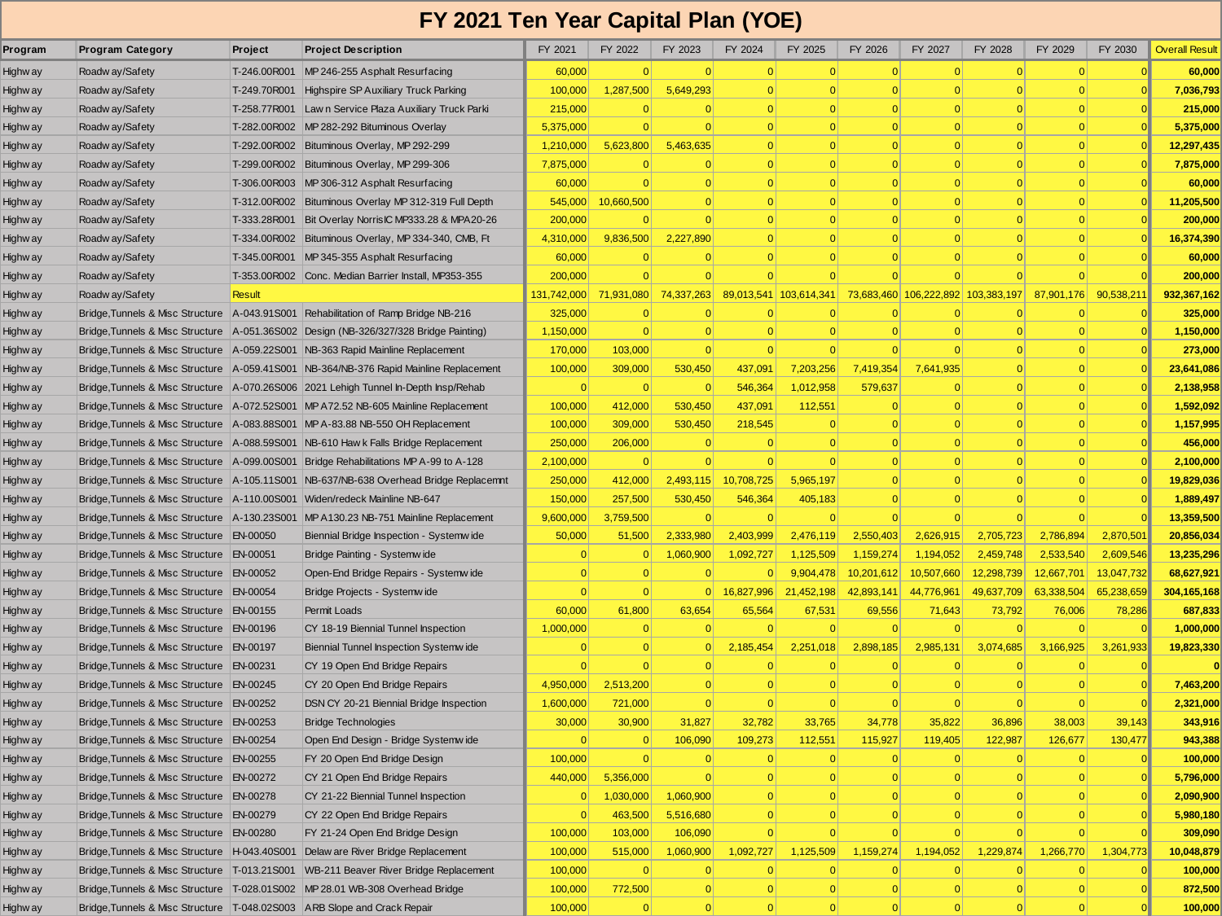# FY 2021 Ten Year Capital Plan (YOE)

| Program | Program Category | Project | Project Description | FY 2021 | FY 2022 | FY 2023 | FY 2024 | FY 2025 | FY 2026 | FY 2027 | FY 2028 | FY 2029 | FY 2030 | Overall Result |
|---|---|---|---|---|---|---|---|---|---|---|---|---|---|---|
| Highway | Roadway/Safety | T-246.00R001 | MP 246-255 Asphalt Resurfacing | 60,000 | 0 | 0 | 0 | 0 | 0 | 0 | 0 | 0 | 0 | 60,000 |
| Highway | Roadway/Safety | T-249.70R001 | Highspire SP Auxiliary Truck Parking | 100,000 | 1,287,500 | 5,649,293 | 0 | 0 | 0 | 0 | 0 | 0 | 0 | 7,036,793 |
| Highway | Roadway/Safety | T-258.77R001 | Lawn Service Plaza Auxiliary Truck Parki | 215,000 | 0 | 0 | 0 | 0 | 0 | 0 | 0 | 0 | 0 | 215,000 |
| Highway | Roadway/Safety | T-282.00R002 | MP 282-292 Bituminous Overlay | 5,375,000 | 0 | 0 | 0 | 0 | 0 | 0 | 0 | 0 | 0 | 5,375,000 |
| Highway | Roadway/Safety | T-292.00R002 | Bituminous Overlay, MP 292-299 | 1,210,000 | 5,623,800 | 5,463,635 | 0 | 0 | 0 | 0 | 0 | 0 | 0 | 12,297,435 |
| Highway | Roadway/Safety | T-299.00R002 | Bituminous Overlay, MP 299-306 | 7,875,000 | 0 | 0 | 0 | 0 | 0 | 0 | 0 | 0 | 0 | 7,875,000 |
| Highway | Roadway/Safety | T-306.00R003 | MP 306-312 Asphalt Resurfacing | 60,000 | 0 | 0 | 0 | 0 | 0 | 0 | 0 | 0 | 0 | 60,000 |
| Highway | Roadway/Safety | T-312.00R002 | Bituminous Overlay MP 312-319 Full Depth | 545,000 | 10,660,500 | 0 | 0 | 0 | 0 | 0 | 0 | 0 | 0 | 11,205,500 |
| Highway | Roadway/Safety | T-333.28R001 | Bit Overlay Norris IC MP333.28 & MPA20-26 | 200,000 | 0 | 0 | 0 | 0 | 0 | 0 | 0 | 0 | 0 | 200,000 |
| Highway | Roadway/Safety | T-334.00R002 | Bituminous Overlay, MP 334-340, CMB, Ft | 4,310,000 | 9,836,500 | 2,227,890 | 0 | 0 | 0 | 0 | 0 | 0 | 0 | 16,374,390 |
| Highway | Roadway/Safety | T-345.00R001 | MP 345-355 Asphalt Resurfacing | 60,000 | 0 | 0 | 0 | 0 | 0 | 0 | 0 | 0 | 0 | 60,000 |
| Highway | Roadway/Safety | T-353.00R002 | Conc. Median Barrier Install, MP353-355 | 200,000 | 0 | 0 | 0 | 0 | 0 | 0 | 0 | 0 | 0 | 200,000 |
| Highway | Roadway/Safety | Result | | 131,742,000 | 71,931,080 | 74,337,263 | 89,013,541 | 103,614,341 | 73,683,460 | 106,222,892 | 103,383,197 | 87,901,176 | 90,538,211 | 932,367,162 |
| Highway | Bridge,Tunnels & Misc Structure | A-043.91S001 | Rehabilitation of Ramp Bridge NB-216 | 325,000 | 0 | 0 | 0 | 0 | 0 | 0 | 0 | 0 | 0 | 325,000 |
| Highway | Bridge,Tunnels & Misc Structure | A-051.36S002 | Design (NB-326/327/328 Bridge Painting) | 1,150,000 | 0 | 0 | 0 | 0 | 0 | 0 | 0 | 0 | 0 | 1,150,000 |
| Highway | Bridge,Tunnels & Misc Structure | A-059.22S001 | NB-363 Rapid Mainline Replacement | 170,000 | 103,000 | 0 | 0 | 0 | 0 | 0 | 0 | 0 | 0 | 273,000 |
| Highway | Bridge,Tunnels & Misc Structure | A-059.41S001 | NB-364/NB-376 Rapid Mainline Replacement | 100,000 | 309,000 | 530,450 | 437,091 | 7,203,256 | 7,419,354 | 7,641,935 | 0 | 0 | 0 | 23,641,086 |
| Highway | Bridge,Tunnels & Misc Structure | A-070.26S006 | 2021 Lehigh Tunnel In-Depth Insp/Rehab | 0 | 0 | 0 | 546,364 | 1,012,958 | 579,637 | 0 | 0 | 0 | 0 | 2,138,958 |
| Highway | Bridge,Tunnels & Misc Structure | A-072.52S001 | MP A72.52 NB-605 Mainline Replacement | 100,000 | 412,000 | 530,450 | 437,091 | 112,551 | 0 | 0 | 0 | 0 | 0 | 1,592,092 |
| Highway | Bridge,Tunnels & Misc Structure | A-083.88S001 | MP A-83.88 NB-550 OH Replacement | 100,000 | 309,000 | 530,450 | 218,545 | 0 | 0 | 0 | 0 | 0 | 0 | 1,157,995 |
| Highway | Bridge,Tunnels & Misc Structure | A-088.59S001 | NB-610 Hawk Falls Bridge Replacement | 250,000 | 206,000 | 0 | 0 | 0 | 0 | 0 | 0 | 0 | 0 | 456,000 |
| Highway | Bridge,Tunnels & Misc Structure | A-099.00S001 | Bridge Rehabilitations MP A-99 to A-128 | 2,100,000 | 0 | 0 | 0 | 0 | 0 | 0 | 0 | 0 | 0 | 2,100,000 |
| Highway | Bridge,Tunnels & Misc Structure | A-105.11S001 | NB-637/NB-638 Overhead Bridge Replacemnt | 250,000 | 412,000 | 2,493,115 | 10,708,725 | 5,965,197 | 0 | 0 | 0 | 0 | 0 | 19,829,036 |
| Highway | Bridge,Tunnels & Misc Structure | A-110.00S001 | Widen/redeck Mainline NB-647 | 150,000 | 257,500 | 530,450 | 546,364 | 405,183 | 0 | 0 | 0 | 0 | 0 | 1,889,497 |
| Highway | Bridge,Tunnels & Misc Structure | A-130.23S001 | MP A130.23 NB-751 Mainline Replacement | 9,600,000 | 3,759,500 | 0 | 0 | 0 | 0 | 0 | 0 | 0 | 0 | 13,359,500 |
| Highway | Bridge,Tunnels & Misc Structure | EN-00050 | Biennial Bridge Inspection - Systemwide | 50,000 | 51,500 | 2,333,980 | 2,403,999 | 2,476,119 | 2,550,403 | 2,626,915 | 2,705,723 | 2,786,894 | 2,870,501 | 20,856,034 |
| Highway | Bridge,Tunnels & Misc Structure | EN-00051 | Bridge Painting - Systemwide | 0 | 0 | 1,060,900 | 1,092,727 | 1,125,509 | 1,159,274 | 1,194,052 | 2,459,748 | 2,533,540 | 2,609,546 | 13,235,296 |
| Highway | Bridge,Tunnels & Misc Structure | EN-00052 | Open-End Bridge Repairs - Systemwide | 0 | 0 | 0 | 0 | 9,904,478 | 10,201,612 | 10,507,660 | 12,298,739 | 12,667,701 | 13,047,732 | 68,627,921 |
| Highway | Bridge,Tunnels & Misc Structure | EN-00054 | Bridge Projects - Systemwide | 0 | 0 | 0 | 16,827,996 | 21,452,198 | 42,893,141 | 44,776,961 | 49,637,709 | 63,338,504 | 65,238,659 | 304,165,168 |
| Highway | Bridge,Tunnels & Misc Structure | EN-00155 | Permit Loads | 60,000 | 61,800 | 63,654 | 65,564 | 67,531 | 69,556 | 71,643 | 73,792 | 76,006 | 78,286 | 687,833 |
| Highway | Bridge,Tunnels & Misc Structure | EN-00196 | CY 18-19 Biennial Tunnel Inspection | 1,000,000 | 0 | 0 | 0 | 0 | 0 | 0 | 0 | 0 | 0 | 1,000,000 |
| Highway | Bridge,Tunnels & Misc Structure | EN-00197 | Biennial Tunnel Inspection Systemwide | 0 | 0 | 0 | 2,185,454 | 2,251,018 | 2,898,185 | 2,985,131 | 3,074,685 | 3,166,925 | 3,261,933 | 19,823,330 |
| Highway | Bridge,Tunnels & Misc Structure | EN-00231 | CY 19 Open End Bridge Repairs | 0 | 0 | 0 | 0 | 0 | 0 | 0 | 0 | 0 | 0 | 0 |
| Highway | Bridge,Tunnels & Misc Structure | EN-00245 | CY 20 Open End Bridge Repairs | 4,950,000 | 2,513,200 | 0 | 0 | 0 | 0 | 0 | 0 | 0 | 0 | 7,463,200 |
| Highway | Bridge,Tunnels & Misc Structure | EN-00252 | DSN CY 20-21 Biennial Bridge Inspection | 1,600,000 | 721,000 | 0 | 0 | 0 | 0 | 0 | 0 | 0 | 0 | 2,321,000 |
| Highway | Bridge,Tunnels & Misc Structure | EN-00253 | Bridge Technologies | 30,000 | 30,900 | 31,827 | 32,782 | 33,765 | 34,778 | 35,822 | 36,896 | 38,003 | 39,143 | 343,916 |
| Highway | Bridge,Tunnels & Misc Structure | EN-00254 | Open End Design - Bridge Systemwide | 0 | 0 | 106,090 | 109,273 | 112,551 | 115,927 | 119,405 | 122,987 | 126,677 | 130,477 | 943,388 |
| Highway | Bridge,Tunnels & Misc Structure | EN-00255 | FY 20 Open End Bridge Design | 100,000 | 0 | 0 | 0 | 0 | 0 | 0 | 0 | 0 | 0 | 100,000 |
| Highway | Bridge,Tunnels & Misc Structure | EN-00272 | CY 21 Open End Bridge Repairs | 440,000 | 5,356,000 | 0 | 0 | 0 | 0 | 0 | 0 | 0 | 0 | 5,796,000 |
| Highway | Bridge,Tunnels & Misc Structure | EN-00278 | CY 21-22 Biennial Tunnel Inspection | 0 | 1,030,000 | 1,060,900 | 0 | 0 | 0 | 0 | 0 | 0 | 0 | 2,090,900 |
| Highway | Bridge,Tunnels & Misc Structure | EN-00279 | CY 22 Open End Bridge Repairs | 0 | 463,500 | 5,516,680 | 0 | 0 | 0 | 0 | 0 | 0 | 0 | 5,980,180 |
| Highway | Bridge,Tunnels & Misc Structure | EN-00280 | FY 21-24 Open End Bridge Design | 100,000 | 103,000 | 106,090 | 0 | 0 | 0 | 0 | 0 | 0 | 0 | 309,090 |
| Highway | Bridge,Tunnels & Misc Structure | H-043.40S001 | Delaware River Bridge Replacement | 100,000 | 515,000 | 1,060,900 | 1,092,727 | 1,125,509 | 1,159,274 | 1,194,052 | 1,229,874 | 1,266,770 | 1,304,773 | 10,048,879 |
| Highway | Bridge,Tunnels & Misc Structure | T-013.21S001 | WB-211 Beaver River Bridge Replacement | 100,000 | 0 | 0 | 0 | 0 | 0 | 0 | 0 | 0 | 0 | 100,000 |
| Highway | Bridge,Tunnels & Misc Structure | T-028.01S002 | MP 28.01 WB-308 Overhead Bridge | 100,000 | 772,500 | 0 | 0 | 0 | 0 | 0 | 0 | 0 | 0 | 872,500 |
| Highway | Bridge,Tunnels & Misc Structure | T-048.02S003 | ARB Slope and Crack Repair | 100,000 | 0 | 0 | 0 | 0 | 0 | 0 | 0 | 0 | 0 | 100,000 |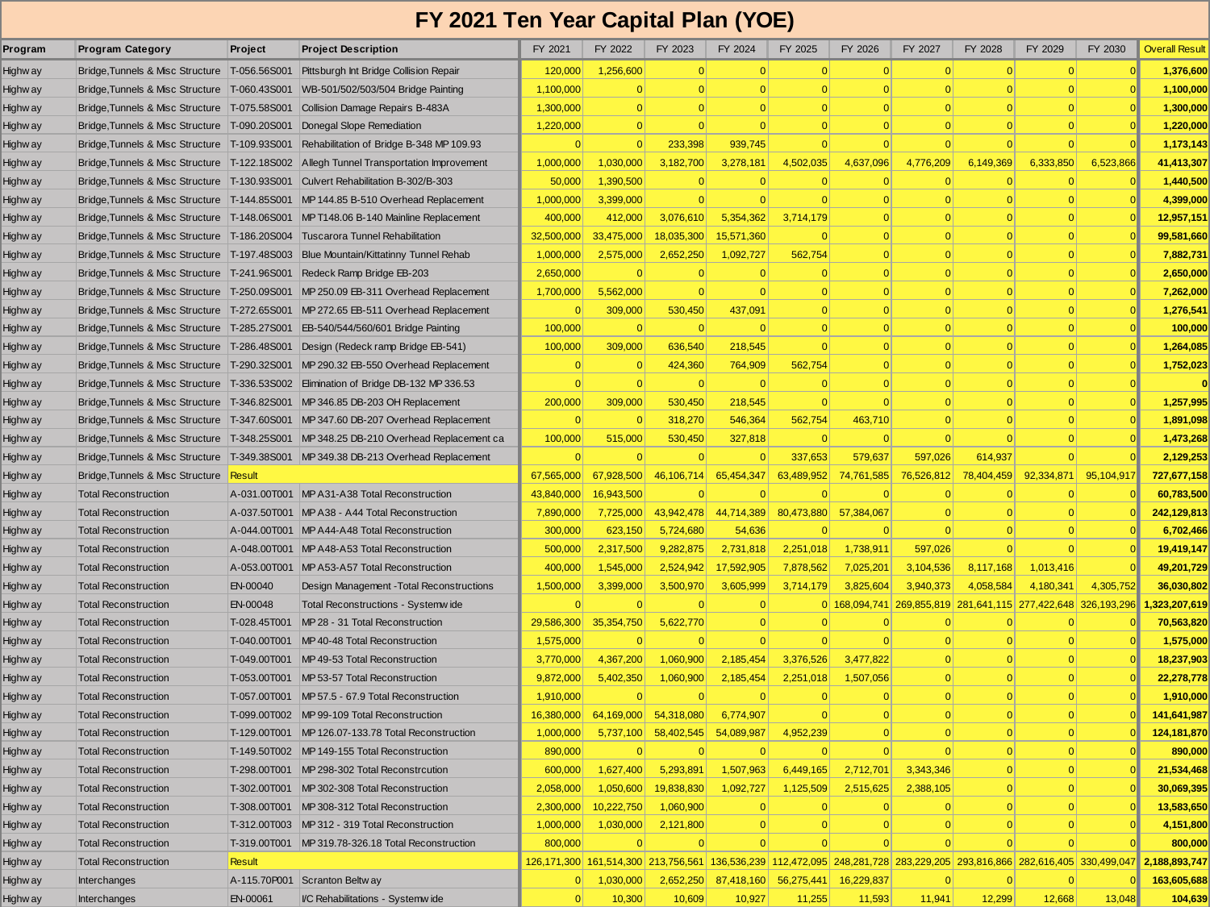# FY 2021 Ten Year Capital Plan (YOE)

| Program | Program Category | Project | Project Description | FY 2021 | FY 2022 | FY 2023 | FY 2024 | FY 2025 | FY 2026 | FY 2027 | FY 2028 | FY 2029 | FY 2030 | Overall Result |
|---|---|---|---|---|---|---|---|---|---|---|---|---|---|---|
| Highway | Bridge,Tunnels & Misc Structure | T-056.56S001 | Pittsburgh Int Bridge Collision Repair | 120,000 | 1,256,600 | 0 | 0 | 0 | 0 | 0 | 0 | 0 | 0 | 1,376,600 |
| Highway | Bridge,Tunnels & Misc Structure | T-060.43S001 | WB-501/502/503/504 Bridge Painting | 1,100,000 | 0 | 0 | 0 | 0 | 0 | 0 | 0 | 0 | 0 | 1,100,000 |
| Highway | Bridge,Tunnels & Misc Structure | T-075.58S001 | Collision Damage Repairs B-483A | 1,300,000 | 0 | 0 | 0 | 0 | 0 | 0 | 0 | 0 | 0 | 1,300,000 |
| Highway | Bridge,Tunnels & Misc Structure | T-090.20S001 | Donegal Slope Remediation | 1,220,000 | 0 | 0 | 0 | 0 | 0 | 0 | 0 | 0 | 0 | 1,220,000 |
| Highway | Bridge,Tunnels & Misc Structure | T-109.93S001 | Rehabilitation of Bridge B-348 MP 109.93 | 0 | 0 | 233,398 | 939,745 | 0 | 0 | 0 | 0 | 0 | 0 | 1,173,143 |
| Highway | Bridge,Tunnels & Misc Structure | T-122.18S002 | Allegh Tunnel Transportation Improvement | 1,000,000 | 1,030,000 | 3,182,700 | 3,278,181 | 4,502,035 | 4,637,096 | 4,776,209 | 6,149,369 | 6,333,850 | 6,523,866 | 41,413,307 |
| Highway | Bridge,Tunnels & Misc Structure | T-130.93S001 | Culvert Rehabilitation B-302/B-303 | 50,000 | 1,390,500 | 0 | 0 | 0 | 0 | 0 | 0 | 0 | 0 | 1,440,500 |
| Highway | Bridge,Tunnels & Misc Structure | T-144.85S001 | MP 144.85 B-510 Overhead Replacement | 1,000,000 | 3,399,000 | 0 | 0 | 0 | 0 | 0 | 0 | 0 | 0 | 4,399,000 |
| Highway | Bridge,Tunnels & Misc Structure | T-148.06S001 | MP T148.06 B-140 Mainline Replacement | 400,000 | 412,000 | 3,076,610 | 5,354,362 | 3,714,179 | 0 | 0 | 0 | 0 | 0 | 12,957,151 |
| Highway | Bridge,Tunnels & Misc Structure | T-186.20S004 | Tuscarora Tunnel Rehabilitation | 32,500,000 | 33,475,000 | 18,035,300 | 15,571,360 | 0 | 0 | 0 | 0 | 0 | 0 | 99,581,660 |
| Highway | Bridge,Tunnels & Misc Structure | T-197.48S003 | Blue Mountain/Kittatinny Tunnel Rehab | 1,000,000 | 2,575,000 | 2,652,250 | 1,092,727 | 562,754 | 0 | 0 | 0 | 0 | 0 | 7,882,731 |
| Highway | Bridge,Tunnels & Misc Structure | T-241.96S001 | Redeck Ramp Bridge EB-203 | 2,650,000 | 0 | 0 | 0 | 0 | 0 | 0 | 0 | 0 | 0 | 2,650,000 |
| Highway | Bridge,Tunnels & Misc Structure | T-250.09S001 | MP 250.09 EB-311 Overhead Replacement | 1,700,000 | 5,562,000 | 0 | 0 | 0 | 0 | 0 | 0 | 0 | 0 | 7,262,000 |
| Highway | Bridge,Tunnels & Misc Structure | T-272.65S001 | MP 272.65 EB-511 Overhead Replacement | 0 | 309,000 | 530,450 | 437,091 | 0 | 0 | 0 | 0 | 0 | 0 | 1,276,541 |
| Highway | Bridge,Tunnels & Misc Structure | T-285.27S001 | EB-540/544/560/601 Bridge Painting | 100,000 | 0 | 0 | 0 | 0 | 0 | 0 | 0 | 0 | 0 | 100,000 |
| Highway | Bridge,Tunnels & Misc Structure | T-286.48S001 | Design (Redeck ramp Bridge EB-541) | 100,000 | 309,000 | 636,540 | 218,545 | 0 | 0 | 0 | 0 | 0 | 0 | 1,264,085 |
| Highway | Bridge,Tunnels & Misc Structure | T-290.32S001 | MP 290.32 EB-550 Overhead Replacement | 0 | 0 | 424,360 | 764,909 | 562,754 | 0 | 0 | 0 | 0 | 0 | 1,752,023 |
| Highway | Bridge,Tunnels & Misc Structure | T-336.53S002 | Elimination of Bridge DB-132 MP 336.53 | 0 | 0 | 0 | 0 | 0 | 0 | 0 | 0 | 0 | 0 | 0 |
| Highway | Bridge,Tunnels & Misc Structure | T-346.82S001 | MP 346.85 DB-203 OH Replacement | 200,000 | 309,000 | 530,450 | 218,545 | 0 | 0 | 0 | 0 | 0 | 0 | 1,257,995 |
| Highway | Bridge,Tunnels & Misc Structure | T-347.60S001 | MP 347.60 DB-207 Overhead Replacement | 0 | 0 | 318,270 | 546,364 | 562,754 | 463,710 | 0 | 0 | 0 | 0 | 1,891,098 |
| Highway | Bridge,Tunnels & Misc Structure | T-348.25S001 | MP 348.25 DB-210 Overhead Replacement ca | 100,000 | 515,000 | 530,450 | 327,818 | 0 | 0 | 0 | 0 | 0 | 0 | 1,473,268 |
| Highway | Bridge,Tunnels & Misc Structure | T-349.38S001 | MP 349.38 DB-213 Overhead Replacement | 0 | 0 | 0 | 0 | 337,653 | 579,637 | 597,026 | 614,937 | 0 | 0 | 2,129,253 |
| Highway | Bridge,Tunnels & Misc Structure | Result | | 67,565,000 | 67,928,500 | 46,106,714 | 65,454,347 | 63,489,952 | 74,761,585 | 76,526,812 | 78,404,459 | 92,334,871 | 95,104,917 | 727,677,158 |
| Highway | Total Reconstruction | A-031.00T001 | MP A31-A38 Total Reconstruction | 43,840,000 | 16,943,500 | 0 | 0 | 0 | 0 | 0 | 0 | 0 | 0 | 60,783,500 |
| Highway | Total Reconstruction | A-037.50T001 | MP A38 - A44 Total Reconstruction | 7,890,000 | 7,725,000 | 43,942,478 | 44,714,389 | 80,473,880 | 57,384,067 | 0 | 0 | 0 | 0 | 242,129,813 |
| Highway | Total Reconstruction | A-044.00T001 | MP A44-A48 Total Reconstruction | 300,000 | 623,150 | 5,724,680 | 54,636 | 0 | 0 | 0 | 0 | 0 | 0 | 6,702,466 |
| Highway | Total Reconstruction | A-048.00T001 | MP A48-A53 Total Reconstruction | 500,000 | 2,317,500 | 9,282,875 | 2,731,818 | 2,251,018 | 1,738,911 | 597,026 | 0 | 0 | 0 | 19,419,147 |
| Highway | Total Reconstruction | A-053.00T001 | MP A53-A57 Total Reconstruction | 400,000 | 1,545,000 | 2,524,942 | 17,592,905 | 7,878,562 | 7,025,201 | 3,104,536 | 8,117,168 | 1,013,416 | 0 | 49,201,729 |
| Highway | Total Reconstruction | EN-00040 | Design Management -Total Reconstructions | 1,500,000 | 3,399,000 | 3,500,970 | 3,605,999 | 3,714,179 | 3,825,604 | 3,940,373 | 4,058,584 | 4,180,341 | 4,305,752 | 36,030,802 |
| Highway | Total Reconstruction | EN-00048 | Total Reconstructions - Systemwide | 0 | 0 | 0 | 0 | 0 | 168,094,741 | 269,855,819 | 281,641,115 | 277,422,648 | 326,193,296 | 1,323,207,619 |
| Highway | Total Reconstruction | T-028.45T001 | MP 28 - 31 Total Reconstruction | 29,586,300 | 35,354,750 | 5,622,770 | 0 | 0 | 0 | 0 | 0 | 0 | 0 | 70,563,820 |
| Highway | Total Reconstruction | T-040.00T001 | MP 40-48 Total Reconstruction | 1,575,000 | 0 | 0 | 0 | 0 | 0 | 0 | 0 | 0 | 0 | 1,575,000 |
| Highway | Total Reconstruction | T-049.00T001 | MP 49-53 Total Reconstruction | 3,770,000 | 4,367,200 | 1,060,900 | 2,185,454 | 3,376,526 | 3,477,822 | 0 | 0 | 0 | 0 | 18,237,903 |
| Highway | Total Reconstruction | T-053.00T001 | MP 53-57 Total Reconstruction | 9,872,000 | 5,402,350 | 1,060,900 | 2,185,454 | 2,251,018 | 1,507,056 | 0 | 0 | 0 | 0 | 22,278,778 |
| Highway | Total Reconstruction | T-057.00T001 | MP 57.5 - 67.9 Total Reconstruction | 1,910,000 | 0 | 0 | 0 | 0 | 0 | 0 | 0 | 0 | 0 | 1,910,000 |
| Highway | Total Reconstruction | T-099.00T002 | MP 99-109 Total Reconstruction | 16,380,000 | 64,169,000 | 54,318,080 | 6,774,907 | 0 | 0 | 0 | 0 | 0 | 0 | 141,641,987 |
| Highway | Total Reconstruction | T-129.00T001 | MP 126.07-133.78 Total Reconstruction | 1,000,000 | 5,737,100 | 58,402,545 | 54,089,987 | 4,952,239 | 0 | 0 | 0 | 0 | 0 | 124,181,870 |
| Highway | Total Reconstruction | T-149.50T002 | MP 149-155 Total Reconstruction | 890,000 | 0 | 0 | 0 | 0 | 0 | 0 | 0 | 0 | 0 | 890,000 |
| Highway | Total Reconstruction | T-298.00T001 | MP 298-302 Total Reconstrcution | 600,000 | 1,627,400 | 5,293,891 | 1,507,963 | 6,449,165 | 2,712,701 | 3,343,346 | 0 | 0 | 0 | 21,534,468 |
| Highway | Total Reconstruction | T-302.00T001 | MP 302-308 Total Reconstruction | 2,058,000 | 1,050,600 | 19,838,830 | 1,092,727 | 1,125,509 | 2,515,625 | 2,388,105 | 0 | 0 | 0 | 30,069,395 |
| Highway | Total Reconstruction | T-308.00T001 | MP 308-312 Total Reconstruction | 2,300,000 | 10,222,750 | 1,060,900 | 0 | 0 | 0 | 0 | 0 | 0 | 0 | 13,583,650 |
| Highway | Total Reconstruction | T-312.00T003 | MP 312 - 319 Total Reconstruction | 1,000,000 | 1,030,000 | 2,121,800 | 0 | 0 | 0 | 0 | 0 | 0 | 0 | 4,151,800 |
| Highway | Total Reconstruction | T-319.00T001 | MP 319.78-326.18 Total Reconstruction | 800,000 | 0 | 0 | 0 | 0 | 0 | 0 | 0 | 0 | 0 | 800,000 |
| Highway | Total Reconstruction | Result | | 126,171,300 | 161,514,300 | 213,756,561 | 136,536,239 | 112,472,095 | 248,281,728 | 283,229,205 | 293,816,866 | 282,616,405 | 330,499,047 | 2,188,893,747 |
| Highway | Interchanges | A-115.70P001 | Scranton Beltway | 0 | 1,030,000 | 2,652,250 | 87,418,160 | 56,275,441 | 16,229,837 | 0 | 0 | 0 | 0 | 163,605,688 |
| Highway | Interchanges | EN-00061 | I/C Rehabilitations - Systemwide | 0 | 10,300 | 10,609 | 10,927 | 11,255 | 11,593 | 11,941 | 12,299 | 12,668 | 13,048 | 104,639 |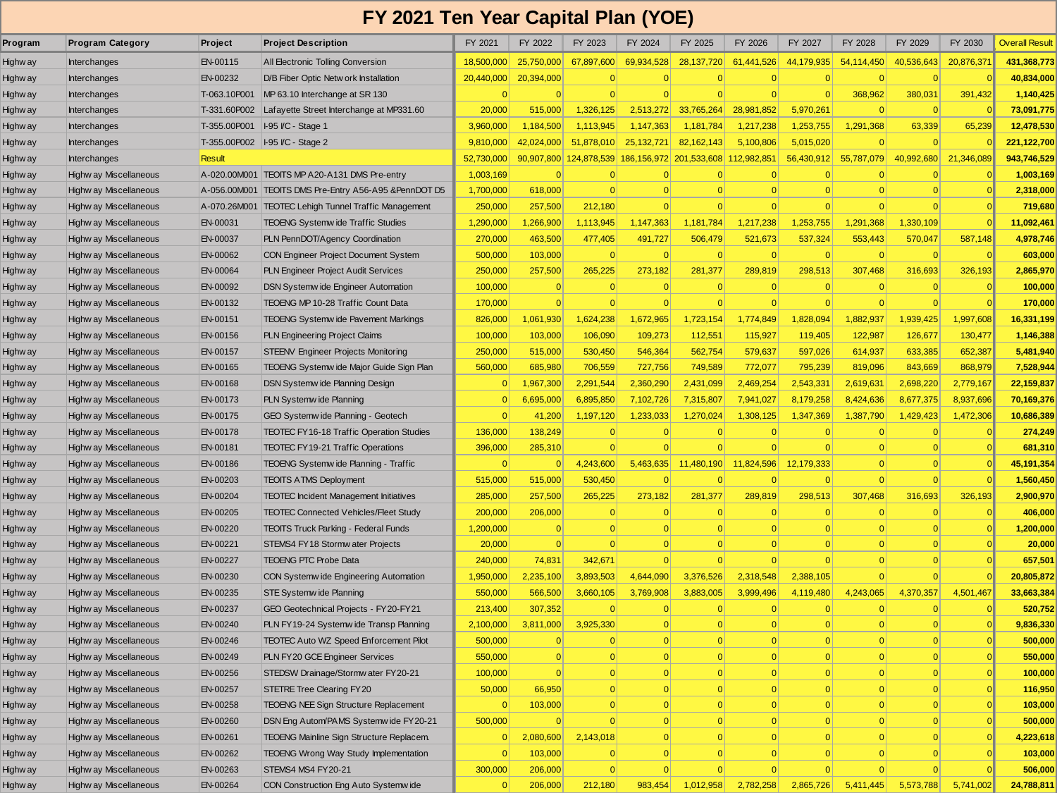# FY 2021 Ten Year Capital Plan (YOE)

| Program | Program Category | Project | Project Description | FY 2021 | FY 2022 | FY 2023 | FY 2024 | FY 2025 | FY 2026 | FY 2027 | FY 2028 | FY 2029 | FY 2030 | Overall Result |
|---|---|---|---|---|---|---|---|---|---|---|---|---|---|---|
| Highway | Interchanges | EN-00115 | All Electronic Tolling Conversion | 18,500,000 | 25,750,000 | 67,897,600 | 69,934,528 | 28,137,720 | 61,441,526 | 44,179,935 | 54,114,450 | 40,536,643 | 20,876,371 | **431,368,773** |
| Highway | Interchanges | EN-00232 | D/B Fiber Optic Network Installation | 20,440,000 | 20,394,000 | 0 | 0 | 0 | 0 | 0 | 0 | 0 | 0 | **40,834,000** |
| Highway | Interchanges | T-063.10P001 | MP 63.10 Interchange at SR 130 | 0 | 0 | 0 | 0 | 0 | 0 | 0 | 368,962 | 380,031 | 391,432 | **1,140,425** |
| Highway | Interchanges | T-331.60P002 | Lafayette Street Interchange at MP331.60 | 20,000 | 515,000 | 1,326,125 | 2,513,272 | 33,765,264 | 28,981,852 | 5,970,261 | 0 | 0 | 0 | **73,091,775** |
| Highway | Interchanges | T-355.00P001 | I-95 I/C - Stage 1 | 3,960,000 | 1,184,500 | 1,113,945 | 1,147,363 | 1,181,784 | 1,217,238 | 1,253,755 | 1,291,368 | 63,339 | 65,239 | **12,478,530** |
| Highway | Interchanges | T-355.00P002 | I-95 I/C - Stage 2 | 9,810,000 | 42,024,000 | 51,878,010 | 25,132,721 | 82,162,143 | 5,100,806 | 5,015,020 | 0 | 0 | 0 | **221,122,700** |
| Highway | Interchanges | Result | | 52,730,000 | 90,907,800 | 124,878,539 | 186,156,972 | 201,533,608 | 112,982,851 | 56,430,912 | 55,787,079 | 40,992,680 | 21,346,089 | **943,746,529** |
| Highway | Highway Miscellaneous | A-020.00M001 | TEOITS MP A20-A131 DMS Pre-entry | 1,003,169 | 0 | 0 | 0 | 0 | 0 | 0 | 0 | 0 | 0 | **1,003,169** |
| Highway | Highway Miscellaneous | A-056.00M001 | TEOITS DMS Pre-Entry A56-A95 &PennDOT D5 | 1,700,000 | 618,000 | 0 | 0 | 0 | 0 | 0 | 0 | 0 | 0 | **2,318,000** |
| Highway | Highway Miscellaneous | A-070.26M001 | TEOTEC Lehigh Tunnel Traffic Management | 250,000 | 257,500 | 212,180 | 0 | 0 | 0 | 0 | 0 | 0 | 0 | **719,680** |
| Highway | Highway Miscellaneous | EN-00031 | TEOENG Systemwide Traffic Studies | 1,290,000 | 1,266,900 | 1,113,945 | 1,147,363 | 1,181,784 | 1,217,238 | 1,253,755 | 1,291,368 | 1,330,109 | 0 | **11,092,461** |
| Highway | Highway Miscellaneous | EN-00037 | PLN PennDOT/Agency Coordination | 270,000 | 463,500 | 477,405 | 491,727 | 506,479 | 521,673 | 537,324 | 553,443 | 570,047 | 587,148 | **4,978,746** |
| Highway | Highway Miscellaneous | EN-00062 | CON Engineer Project Document System | 500,000 | 103,000 | 0 | 0 | 0 | 0 | 0 | 0 | 0 | 0 | **603,000** |
| Highway | Highway Miscellaneous | EN-00064 | PLN Engineer Project Audit Services | 250,000 | 257,500 | 265,225 | 273,182 | 281,377 | 289,819 | 298,513 | 307,468 | 316,693 | 326,193 | **2,865,970** |
| Highway | Highway Miscellaneous | EN-00092 | DSN Systemwide Engineer Automation | 100,000 | 0 | 0 | 0 | 0 | 0 | 0 | 0 | 0 | 0 | **100,000** |
| Highway | Highway Miscellaneous | EN-00132 | TEOENG MP 10-28 Traffic Count Data | 170,000 | 0 | 0 | 0 | 0 | 0 | 0 | 0 | 0 | 0 | **170,000** |
| Highway | Highway Miscellaneous | EN-00151 | TEOENG Systemwide Pavement Markings | 826,000 | 1,061,930 | 1,624,238 | 1,672,965 | 1,723,154 | 1,774,849 | 1,828,094 | 1,882,937 | 1,939,425 | 1,997,608 | **16,331,199** |
| Highway | Highway Miscellaneous | EN-00156 | PLN Engineering Project Claims | 100,000 | 103,000 | 106,090 | 109,273 | 112,551 | 115,927 | 119,405 | 122,987 | 126,677 | 130,477 | **1,146,388** |
| Highway | Highway Miscellaneous | EN-00157 | STEENV Engineer Projects Monitoring | 250,000 | 515,000 | 530,450 | 546,364 | 562,754 | 579,637 | 597,026 | 614,937 | 633,385 | 652,387 | **5,481,940** |
| Highway | Highway Miscellaneous | EN-00165 | TEOENG Systemwide Major Guide Sign Plan | 560,000 | 685,980 | 706,559 | 727,756 | 749,589 | 772,077 | 795,239 | 819,096 | 843,669 | 868,979 | **7,528,944** |
| Highway | Highway Miscellaneous | EN-00168 | DSN Systemwide Planning Design | 0 | 1,967,300 | 2,291,544 | 2,360,290 | 2,431,099 | 2,469,254 | 2,543,331 | 2,619,631 | 2,698,220 | 2,779,167 | **22,159,837** |
| Highway | Highway Miscellaneous | EN-00173 | PLN Systemwide Planning | 0 | 6,695,000 | 6,895,850 | 7,102,726 | 7,315,807 | 7,941,027 | 8,179,258 | 8,424,636 | 8,677,375 | 8,937,696 | **70,169,376** |
| Highway | Highway Miscellaneous | EN-00175 | GEO Systemwide Planning - Geotech | 0 | 41,200 | 1,197,120 | 1,233,033 | 1,270,024 | 1,308,125 | 1,347,369 | 1,387,790 | 1,429,423 | 1,472,306 | **10,686,389** |
| Highway | Highway Miscellaneous | EN-00178 | TEOTEC FY16-18 Traffic Operation Studies | 136,000 | 138,249 | 0 | 0 | 0 | 0 | 0 | 0 | 0 | 0 | **274,249** |
| Highway | Highway Miscellaneous | EN-00181 | TEOTEC FY19-21 Traffic Operations | 396,000 | 285,310 | 0 | 0 | 0 | 0 | 0 | 0 | 0 | 0 | **681,310** |
| Highway | Highway Miscellaneous | EN-00186 | TEOENG Systemwide Planning - Traffic | 0 | 0 | 4,243,600 | 5,463,635 | 11,480,190 | 11,824,596 | 12,179,333 | 0 | 0 | 0 | **45,191,354** |
| Highway | Highway Miscellaneous | EN-00203 | TEOITS ATMS Deployment | 515,000 | 515,000 | 530,450 | 0 | 0 | 0 | 0 | 0 | 0 | 0 | **1,560,450** |
| Highway | Highway Miscellaneous | EN-00204 | TEOTEC Incident Management Initiatives | 285,000 | 257,500 | 265,225 | 273,182 | 281,377 | 289,819 | 298,513 | 307,468 | 316,693 | 326,193 | **2,900,970** |
| Highway | Highway Miscellaneous | EN-00205 | TEOTEC Connected Vehicles/Fleet Study | 200,000 | 206,000 | 0 | 0 | 0 | 0 | 0 | 0 | 0 | 0 | **406,000** |
| Highway | Highway Miscellaneous | EN-00220 | TEOITS Truck Parking - Federal Funds | 1,200,000 | 0 | 0 | 0 | 0 | 0 | 0 | 0 | 0 | 0 | **1,200,000** |
| Highway | Highway Miscellaneous | EN-00221 | STEMS4 FY18 Stormwater Projects | 20,000 | 0 | 0 | 0 | 0 | 0 | 0 | 0 | 0 | 0 | **20,000** |
| Highway | Highway Miscellaneous | EN-00227 | TEOENG PTC Probe Data | 240,000 | 74,831 | 342,671 | 0 | 0 | 0 | 0 | 0 | 0 | 0 | **657,501** |
| Highway | Highway Miscellaneous | EN-00230 | CON Systemwide Engineering Automation | 1,950,000 | 2,235,100 | 3,893,503 | 4,644,090 | 3,376,526 | 2,318,548 | 2,388,105 | 0 | 0 | 0 | **20,805,872** |
| Highway | Highway Miscellaneous | EN-00235 | STE Systemwide Planning | 550,000 | 566,500 | 3,660,105 | 3,769,908 | 3,883,005 | 3,999,496 | 4,119,480 | 4,243,065 | 4,370,357 | 4,501,467 | **33,663,384** |
| Highway | Highway Miscellaneous | EN-00237 | GEO Geotechnical Projects - FY20-FY21 | 213,400 | 307,352 | 0 | 0 | 0 | 0 | 0 | 0 | 0 | 0 | **520,752** |
| Highway | Highway Miscellaneous | EN-00240 | PLN FY19-24 Systemwide Transp Planning | 2,100,000 | 3,811,000 | 3,925,330 | 0 | 0 | 0 | 0 | 0 | 0 | 0 | **9,836,330** |
| Highway | Highway Miscellaneous | EN-00246 | TEOTEC Auto WZ Speed Enforcement Pilot | 500,000 | 0 | 0 | 0 | 0 | 0 | 0 | 0 | 0 | 0 | **500,000** |
| Highway | Highway Miscellaneous | EN-00249 | PLN FY20 GCE Engineer Services | 550,000 | 0 | 0 | 0 | 0 | 0 | 0 | 0 | 0 | 0 | **550,000** |
| Highway | Highway Miscellaneous | EN-00256 | STEDSW Drainage/Stormwater FY20-21 | 100,000 | 0 | 0 | 0 | 0 | 0 | 0 | 0 | 0 | 0 | **100,000** |
| Highway | Highway Miscellaneous | EN-00257 | STETRE Tree Clearing FY20 | 50,000 | 66,950 | 0 | 0 | 0 | 0 | 0 | 0 | 0 | 0 | **116,950** |
| Highway | Highway Miscellaneous | EN-00258 | TEOENG NEE Sign Structure Replacement | 0 | 103,000 | 0 | 0 | 0 | 0 | 0 | 0 | 0 | 0 | **103,000** |
| Highway | Highway Miscellaneous | EN-00260 | DSN Eng Autom/PAMS Systemwide FY20-21 | 500,000 | 0 | 0 | 0 | 0 | 0 | 0 | 0 | 0 | 0 | **500,000** |
| Highway | Highway Miscellaneous | EN-00261 | TEOENG Mainline Sign Structure Replacem. | 0 | 2,080,600 | 2,143,018 | 0 | 0 | 0 | 0 | 0 | 0 | 0 | **4,223,618** |
| Highway | Highway Miscellaneous | EN-00262 | TEOENG Wrong Way Study Implementation | 0 | 103,000 | 0 | 0 | 0 | 0 | 0 | 0 | 0 | 0 | **103,000** |
| Highway | Highway Miscellaneous | EN-00263 | STEMS4 MS4 FY20-21 | 300,000 | 206,000 | 0 | 0 | 0 | 0 | 0 | 0 | 0 | 0 | **506,000** |
| Highway | Highway Miscellaneous | EN-00264 | CON Construction Eng Auto Systemwide | 0 | 206,000 | 212,180 | 983,454 | 1,012,958 | 2,782,258 | 2,865,726 | 5,411,445 | 5,573,788 | 5,741,002 | **24,788,811** |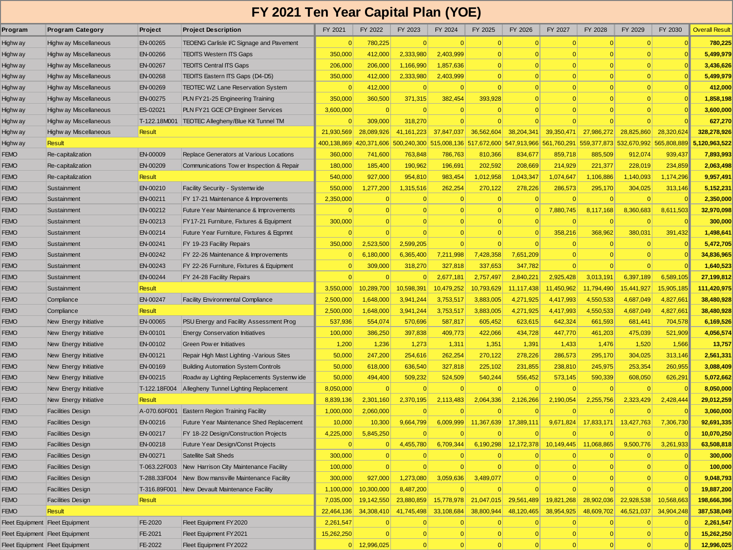# FY 2021 Ten Year Capital Plan (YOE)

| Program | Program Category | Project | Project Description | FY 2021 | FY 2022 | FY 2023 | FY 2024 | FY 2025 | FY 2026 | FY 2027 | FY 2028 | FY 2029 | FY 2030 | Overall Result |
|---|---|---|---|---|---|---|---|---|---|---|---|---|---|---|
| Highway | Highway Miscellaneous | EN-00265 | TEOENG Carlisle I/C Signage and Pavement | 0 | 780,225 | 0 | 0 | 0 | 0 | 0 | 0 | 0 | 0 | 780,225 |
| Highway | Highway Miscellaneous | EN-00266 | TEOITS Western ITS Gaps | 350,000 | 412,000 | 2,333,980 | 2,403,999 | 0 | 0 | 0 | 0 | 0 | 0 | 5,499,979 |
| Highway | Highway Miscellaneous | EN-00267 | TEOITS Central ITS Gaps | 206,000 | 206,000 | 1,166,990 | 1,857,636 | 0 | 0 | 0 | 0 | 0 | 0 | 3,436,626 |
| Highway | Highway Miscellaneous | EN-00268 | TEOITS Eastern ITS Gaps (D4-D5) | 350,000 | 412,000 | 2,333,980 | 2,403,999 | 0 | 0 | 0 | 0 | 0 | 0 | 5,499,979 |
| Highway | Highway Miscellaneous | EN-00269 | TEOTEC WZ Lane Reservation System | 0 | 412,000 | 0 | 0 | 0 | 0 | 0 | 0 | 0 | 0 | 412,000 |
| Highway | Highway Miscellaneous | EN-00275 | PLN FY21-25 Engineering Training | 350,000 | 360,500 | 371,315 | 382,454 | 393,928 | 0 | 0 | 0 | 0 | 0 | 1,858,198 |
| Highway | Highway Miscellaneous | ES-02021 | PLN FY21 GCE CP Engineer Services | 3,600,000 | 0 | 0 | 0 | 0 | 0 | 0 | 0 | 0 | 0 | 3,600,000 |
| Highway | Highway Miscellaneous | T-122.18M001 | TEOTEC Allegheny/Blue Kit Tunnel TM | 0 | 309,000 | 318,270 | 0 | 0 | 0 | 0 | 0 | 0 | 0 | 627,270 |
| Highway | Highway Miscellaneous | Result | | 21,930,569 | 28,089,926 | 41,161,223 | 37,847,037 | 36,562,604 | 38,204,341 | 39,350,471 | 27,986,272 | 28,825,860 | 28,320,624 | 328,278,926 |
| Highway | Result | | | 400,138,869 | 420,371,606 | 500,240,300 | 515,008,136 | 517,672,600 | 547,913,966 | 561,760,291 | 559,377,873 | 532,670,992 | 565,808,889 | 5,120,963,522 |
| FEMO | Re-capitalization | EN-00009 | Replace Generators at Various Locations | 360,000 | 741,600 | 763,848 | 786,763 | 810,366 | 834,677 | 859,718 | 885,509 | 912,074 | 939,437 | 7,893,993 |
| FEMO | Re-capitalization | EN-00209 | Communications Tower Inspection & Repair | 180,000 | 185,400 | 190,962 | 196,691 | 202,592 | 208,669 | 214,929 | 221,377 | 228,019 | 234,859 | 2,063,498 |
| FEMO | Re-capitalization | Result | | 540,000 | 927,000 | 954,810 | 983,454 | 1,012,958 | 1,043,347 | 1,074,647 | 1,106,886 | 1,140,093 | 1,174,296 | 9,957,491 |
| FEMO | Sustainment | EN-00210 | Facility Security - Systemwide | 550,000 | 1,277,200 | 1,315,516 | 262,254 | 270,122 | 278,226 | 286,573 | 295,170 | 304,025 | 313,146 | 5,152,231 |
| FEMO | Sustainment | EN-00211 | FY 17-21 Maintenance & Improvements | 2,350,000 | 0 | 0 | 0 | 0 | 0 | 0 | 0 | 0 | 0 | 2,350,000 |
| FEMO | Sustainment | EN-00212 | Future Year Maintenance & Improvements | 0 | 0 | 0 | 0 | 0 | 0 | 7,880,745 | 8,117,168 | 8,360,683 | 8,611,503 | 32,970,098 |
| FEMO | Sustainment | EN-00213 | FY17-21 Furniture, Fixtures & Equipment | 300,000 | 0 | 0 | 0 | 0 | 0 | 0 | 0 | 0 | 0 | 300,000 |
| FEMO | Sustainment | EN-00214 | Future Year Furniture, Fixtures & Eqpmnt | 0 | 0 | 0 | 0 | 0 | 0 | 358,216 | 368,962 | 380,031 | 391,432 | 1,498,641 |
| FEMO | Sustainment | EN-00241 | FY 19-23 Facility Repairs | 350,000 | 2,523,500 | 2,599,205 | 0 | 0 | 0 | 0 | 0 | 0 | 0 | 5,472,705 |
| FEMO | Sustainment | EN-00242 | FY 22-26 Maintenance & Improvements | 0 | 6,180,000 | 6,365,400 | 7,211,998 | 7,428,358 | 7,651,209 | 0 | 0 | 0 | 0 | 34,836,965 |
| FEMO | Sustainment | EN-00243 | FY 22-26 Furniture, Fixtures & Equipment | 0 | 309,000 | 318,270 | 327,818 | 337,653 | 347,782 | 0 | 0 | 0 | 0 | 1,640,523 |
| FEMO | Sustainment | EN-00244 | FY 24-28 Facility Repairs | 0 | 0 | 0 | 2,677,181 | 2,757,497 | 2,840,221 | 2,925,428 | 3,013,191 | 6,397,189 | 6,589,105 | 27,199,812 |
| FEMO | Sustainment | Result | | 3,550,000 | 10,289,700 | 10,598,391 | 10,479,252 | 10,793,629 | 11,117,438 | 11,450,962 | 11,794,490 | 15,441,927 | 15,905,185 | 111,420,975 |
| FEMO | Compliance | EN-00247 | Facility Environmental Compliance | 2,500,000 | 1,648,000 | 3,941,244 | 3,753,517 | 3,883,005 | 4,271,925 | 4,417,993 | 4,550,533 | 4,687,049 | 4,827,661 | 38,480,928 |
| FEMO | Compliance | Result | | 2,500,000 | 1,648,000 | 3,941,244 | 3,753,517 | 3,883,005 | 4,271,925 | 4,417,993 | 4,550,533 | 4,687,049 | 4,827,661 | 38,480,928 |
| FEMO | New Energy Initiative | EN-00065 | PSU Energy and Facility Assessment Prog | 537,936 | 554,074 | 570,696 | 587,817 | 605,452 | 623,615 | 642,324 | 661,593 | 681,441 | 704,578 | 6,169,526 |
| FEMO | New Energy Initiative | EN-00101 | Energy Conservation Initiatives | 100,000 | 386,250 | 397,838 | 409,773 | 422,066 | 434,728 | 447,770 | 461,203 | 475,039 | 521,909 | 4,056,574 |
| FEMO | New Energy Initiative | EN-00102 | Green Power Initiatives | 1,200 | 1,236 | 1,273 | 1,311 | 1,351 | 1,391 | 1,433 | 1,476 | 1,520 | 1,566 | 13,757 |
| FEMO | New Energy Initiative | EN-00121 | Repair High Mast Lighting -Various Sites | 50,000 | 247,200 | 254,616 | 262,254 | 270,122 | 278,226 | 286,573 | 295,170 | 304,025 | 313,146 | 2,561,331 |
| FEMO | New Energy Initiative | EN-00169 | Building Automation System Controls | 50,000 | 618,000 | 636,540 | 327,818 | 225,102 | 231,855 | 238,810 | 245,975 | 253,354 | 260,955 | 3,088,409 |
| FEMO | New Energy Initiative | EN-00215 | Roadway Lighting Replacements Systemwide | 50,000 | 494,400 | 509,232 | 524,509 | 540,244 | 556,452 | 573,145 | 590,339 | 608,050 | 626,291 | 5,072,662 |
| FEMO | New Energy Initiative | T-122.18F004 | Allegheny Tunnel Lighting Replacement | 8,050,000 | 0 | 0 | 0 | 0 | 0 | 0 | 0 | 0 | 0 | 8,050,000 |
| FEMO | New Energy Initiative | Result | | 8,839,136 | 2,301,160 | 2,370,195 | 2,113,483 | 2,064,336 | 2,126,266 | 2,190,054 | 2,255,756 | 2,323,429 | 2,428,444 | 29,012,259 |
| FEMO | Facilities Design | A-070.60F001 | Eastern Region Training Facility | 1,000,000 | 2,060,000 | 0 | 0 | 0 | 0 | 0 | 0 | 0 | 0 | 3,060,000 |
| FEMO | Facilities Design | EN-00216 | Future Year Maintenance Shed Replacement | 10,000 | 10,300 | 9,664,799 | 6,009,999 | 11,367,639 | 17,389,111 | 9,671,824 | 17,833,171 | 13,427,763 | 7,306,730 | 92,691,335 |
| FEMO | Facilities Design | EN-00217 | FY 18-22 Design/Construction Projects | 4,225,000 | 5,845,250 | 0 | 0 | 0 | 0 | 0 | 0 | 0 | 0 | 10,070,250 |
| FEMO | Facilities Design | EN-00218 | Future Year Design/Const Projects | 0 | 0 | 4,455,780 | 6,709,344 | 6,190,298 | 12,172,378 | 10,149,445 | 11,068,865 | 9,500,776 | 3,261,933 | 63,508,818 |
| FEMO | Facilities Design | EN-00271 | Satellite Salt Sheds | 300,000 | 0 | 0 | 0 | 0 | 0 | 0 | 0 | 0 | 0 | 300,000 |
| FEMO | Facilities Design | T-063.22F003 | New Harrison City Maintenance Facility | 100,000 | 0 | 0 | 0 | 0 | 0 | 0 | 0 | 0 | 0 | 100,000 |
| FEMO | Facilities Design | T-288.33F004 | New Bowmansville Maintenance Facility | 300,000 | 927,000 | 1,273,080 | 3,059,636 | 3,489,077 | 0 | 0 | 0 | 0 | 0 | 9,048,793 |
| FEMO | Facilities Design | T-316.89F001 | New Devault Maintenance Facility | 1,100,000 | 10,300,000 | 8,487,200 | 0 | 0 | 0 | 0 | 0 | 0 | 0 | 19,887,200 |
| FEMO | Facilities Design | Result | | 7,035,000 | 19,142,550 | 23,880,859 | 15,778,978 | 21,047,015 | 29,561,489 | 19,821,268 | 28,902,036 | 22,928,538 | 10,568,663 | 198,666,396 |
| FEMO | Result | | | 22,464,136 | 34,308,410 | 41,745,498 | 33,108,684 | 38,800,944 | 48,120,465 | 38,954,925 | 48,609,702 | 46,521,037 | 34,904,248 | 387,538,049 |
| Fleet Equipment | Fleet Equipment | FE-2020 | Fleet Equipment FY2020 | 2,261,547 | 0 | 0 | 0 | 0 | 0 | 0 | 0 | 0 | 0 | 2,261,547 |
| Fleet Equipment | Fleet Equipment | FE-2021 | Fleet Equipment FY2021 | 15,262,250 | 0 | 0 | 0 | 0 | 0 | 0 | 0 | 0 | 0 | 15,262,250 |
| Fleet Equipment | Fleet Equipment | FE-2022 | Fleet Equipment FY2022 | 0 | 12,996,025 | 0 | 0 | 0 | 0 | 0 | 0 | 0 | 0 | 12,996,025 |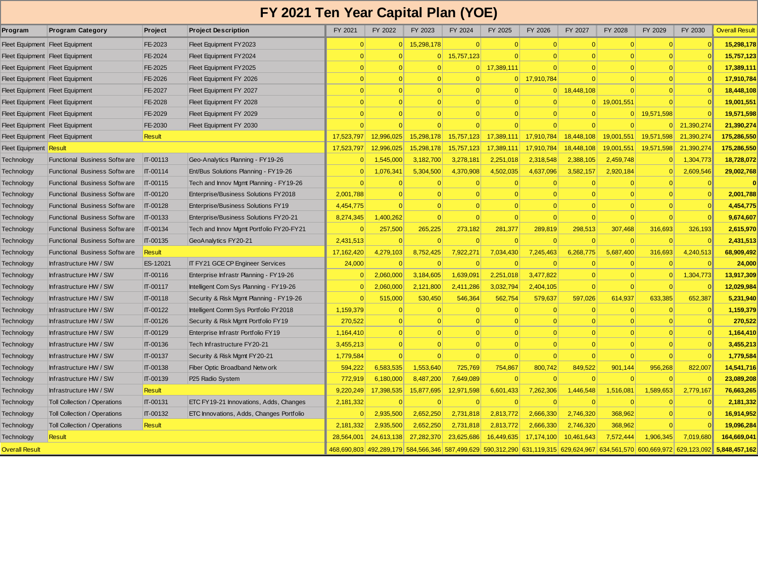# FY 2021 Ten Year Capital Plan (YOE)

| Program | Program Category | Project | Project Description | FY 2021 | FY 2022 | FY 2023 | FY 2024 | FY 2025 | FY 2026 | FY 2027 | FY 2028 | FY 2029 | FY 2030 | Overall Result |
|---|---|---|---|---|---|---|---|---|---|---|---|---|---|---|
| Fleet Equipment | Fleet Equipment | FE-2023 | Fleet Equipment FY2023 | 0 | 0 | 15,298,178 | 0 | 0 | 0 | 0 | 0 | 0 | 0 | **15,298,178** |
| Fleet Equipment | Fleet Equipment | FE-2024 | Fleet Equipment FY2024 | 0 | 0 | 0 | 15,757,123 | 0 | 0 | 0 | 0 | 0 | 0 | **15,757,123** |
| Fleet Equipment | Fleet Equipment | FE-2025 | Fleet Equipment FY2025 | 0 | 0 | 0 | 0 | 17,389,111 | 0 | 0 | 0 | 0 | 0 | **17,389,111** |
| Fleet Equipment | Fleet Equipment | FE-2026 | Fleet Equipment FY 2026 | 0 | 0 | 0 | 0 | 0 | 17,910,784 | 0 | 0 | 0 | 0 | **17,910,784** |
| Fleet Equipment | Fleet Equipment | FE-2027 | Fleet Equipment FY 2027 | 0 | 0 | 0 | 0 | 0 | 0 | 18,448,108 | 0 | 0 | 0 | **18,448,108** |
| Fleet Equipment | Fleet Equipment | FE-2028 | Fleet Equipment FY 2028 | 0 | 0 | 0 | 0 | 0 | 0 | 0 | 19,001,551 | 0 | 0 | **19,001,551** |
| Fleet Equipment | Fleet Equipment | FE-2029 | Fleet Equipment FY 2029 | 0 | 0 | 0 | 0 | 0 | 0 | 0 | 0 | 19,571,598 | 0 | **19,571,598** |
| Fleet Equipment | Fleet Equipment | FE-2030 | Fleet Equipment FY 2030 | 0 | 0 | 0 | 0 | 0 | 0 | 0 | 0 | 0 | 21,390,274 | **21,390,274** |
| Fleet Equipment | Fleet Equipment | Result | | 17,523,797 | 12,996,025 | 15,298,178 | 15,757,123 | 17,389,111 | 17,910,784 | 18,448,108 | 19,001,551 | 19,571,598 | 21,390,274 | **175,286,550** |
| Fleet Equipment | Result | | | 17,523,797 | 12,996,025 | 15,298,178 | 15,757,123 | 17,389,111 | 17,910,784 | 18,448,108 | 19,001,551 | 19,571,598 | 21,390,274 | **175,286,550** |
| Technology | Functional Business Software | IT-00113 | Geo-Analytics Planning - FY19-26 | 0 | 1,545,000 | 3,182,700 | 3,278,181 | 2,251,018 | 2,318,548 | 2,388,105 | 2,459,748 | 0 | 1,304,773 | **18,728,072** |
| Technology | Functional Business Software | IT-00114 | Ent/Bus Solutions Planning - FY19-26 | 0 | 1,076,341 | 5,304,500 | 4,370,908 | 4,502,035 | 4,637,096 | 3,582,157 | 2,920,184 | 0 | 2,609,546 | **29,002,768** |
| Technology | Functional Business Software | IT-00115 | Tech and Innov Mgmt Planning - FY19-26 | 0 | 0 | 0 | 0 | 0 | 0 | 0 | 0 | 0 | 0 | **0** |
| Technology | Functional Business Software | IT-00120 | Enterprise/Business Solutions FY2018 | 2,001,788 | 0 | 0 | 0 | 0 | 0 | 0 | 0 | 0 | 0 | **2,001,788** |
| Technology | Functional Business Software | IT-00128 | Enterprise/Business Solutions FY19 | 4,454,775 | 0 | 0 | 0 | 0 | 0 | 0 | 0 | 0 | 0 | **4,454,775** |
| Technology | Functional Business Software | IT-00133 | Enterprise/Business Solutions FY20-21 | 8,274,345 | 1,400,262 | 0 | 0 | 0 | 0 | 0 | 0 | 0 | 0 | **9,674,607** |
| Technology | Functional Business Software | IT-00134 | Tech and Innov Mgmt Portfolio FY20-FY21 | 0 | 257,500 | 265,225 | 273,182 | 281,377 | 289,819 | 298,513 | 307,468 | 316,693 | 326,193 | **2,615,970** |
| Technology | Functional Business Software | IT-00135 | GeoAnalytics FY20-21 | 2,431,513 | 0 | 0 | 0 | 0 | 0 | 0 | 0 | 0 | 0 | **2,431,513** |
| Technology | Functional Business Software | Result | | 17,162,420 | 4,279,103 | 8,752,425 | 7,922,271 | 7,034,430 | 7,245,463 | 6,268,775 | 5,687,400 | 316,693 | 4,240,513 | **68,909,492** |
| Technology | Infrastructure HW / SW | ES-12021 | IT FY21 GCE CP Engineer Services | 24,000 | 0 | 0 | 0 | 0 | 0 | 0 | 0 | 0 | 0 | **24,000** |
| Technology | Infrastructure HW / SW | IT-00116 | Enterprise Infrastr Planning - FY19-26 | 0 | 2,060,000 | 3,184,605 | 1,639,091 | 2,251,018 | 3,477,822 | 0 | 0 | 0 | 1,304,773 | **13,917,309** |
| Technology | Infrastructure HW / SW | IT-00117 | Intelligent Com Sys Planning - FY19-26 | 0 | 2,060,000 | 2,121,800 | 2,411,286 | 3,032,794 | 2,404,105 | 0 | 0 | 0 | 0 | **12,029,984** |
| Technology | Infrastructure HW / SW | IT-00118 | Security & Risk Mgmt Planning - FY19-26 | 0 | 515,000 | 530,450 | 546,364 | 562,754 | 579,637 | 597,026 | 614,937 | 633,385 | 652,387 | **5,231,940** |
| Technology | Infrastructure HW / SW | IT-00122 | Intelligent Comm Sys Portfolio FY2018 | 1,159,379 | 0 | 0 | 0 | 0 | 0 | 0 | 0 | 0 | 0 | **1,159,379** |
| Technology | Infrastructure HW / SW | IT-00126 | Security & Risk Mgmt Portfolio FY19 | 270,522 | 0 | 0 | 0 | 0 | 0 | 0 | 0 | 0 | 0 | **270,522** |
| Technology | Infrastructure HW / SW | IT-00129 | Enterprise Infrastr Portfolio FY19 | 1,164,410 | 0 | 0 | 0 | 0 | 0 | 0 | 0 | 0 | 0 | **1,164,410** |
| Technology | Infrastructure HW / SW | IT-00136 | Tech Infrastructure FY20-21 | 3,455,213 | 0 | 0 | 0 | 0 | 0 | 0 | 0 | 0 | 0 | **3,455,213** |
| Technology | Infrastructure HW / SW | IT-00137 | Security & Risk Mgmt FY20-21 | 1,779,584 | 0 | 0 | 0 | 0 | 0 | 0 | 0 | 0 | 0 | **1,779,584** |
| Technology | Infrastructure HW / SW | IT-00138 | Fiber Optic Broadband Network | 594,222 | 6,583,535 | 1,553,640 | 725,769 | 754,867 | 800,742 | 849,522 | 901,144 | 956,268 | 822,007 | **14,541,716** |
| Technology | Infrastructure HW / SW | IT-00139 | P25 Radio System | 772,919 | 6,180,000 | 8,487,200 | 7,649,089 | 0 | 0 | 0 | 0 | 0 | 0 | **23,089,208** |
| Technology | Infrastructure HW / SW | Result | | 9,220,249 | 17,398,535 | 15,877,695 | 12,971,598 | 6,601,433 | 7,262,306 | 1,446,548 | 1,516,081 | 1,589,653 | 2,779,167 | **76,663,265** |
| Technology | Toll Collection / Operations | IT-00131 | ETC FY19-21 Innovations, Adds, Changes | 2,181,332 | 0 | 0 | 0 | 0 | 0 | 0 | 0 | 0 | 0 | **2,181,332** |
| Technology | Toll Collection / Operations | IT-00132 | ETC Innovations, Adds, Changes Portfolio | 0 | 2,935,500 | 2,652,250 | 2,731,818 | 2,813,772 | 2,666,330 | 2,746,320 | 368,962 | 0 | 0 | **16,914,952** |
| Technology | Toll Collection / Operations | Result | | 2,181,332 | 2,935,500 | 2,652,250 | 2,731,818 | 2,813,772 | 2,666,330 | 2,746,320 | 368,962 | 0 | 0 | **19,096,284** |
| Technology | Result | | | 28,564,001 | 24,613,138 | 27,282,370 | 23,625,686 | 16,449,635 | 17,174,100 | 10,461,643 | 7,572,444 | 1,906,345 | 7,019,680 | **164,669,041** |
| Overall Result | | | | 468,690,803 | 492,289,179 | 584,566,346 | 587,499,629 | 590,312,290 | 631,119,315 | 629,624,967 | 634,561,570 | 600,669,972 | 629,123,092 | **5,848,457,162** |